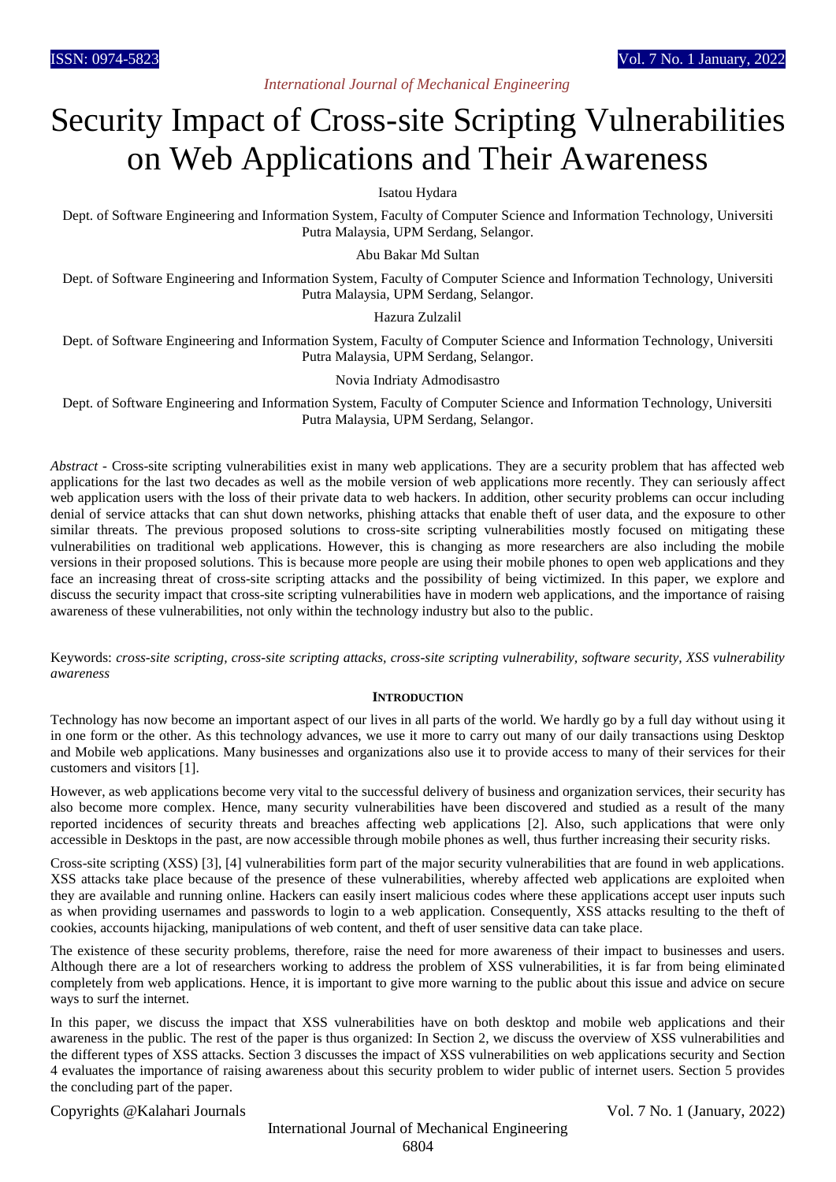# Security Impact of Cross-site Scripting Vulnerabilities on Web Applications and Their Awareness

Isatou Hydara

Dept. of Software Engineering and Information System, Faculty of Computer Science and Information Technology, Universiti Putra Malaysia, UPM Serdang, Selangor.

Abu Bakar Md Sultan

Dept. of Software Engineering and Information System, Faculty of Computer Science and Information Technology, Universiti Putra Malaysia, UPM Serdang, Selangor.

Hazura Zulzalil

Dept. of Software Engineering and Information System, Faculty of Computer Science and Information Technology, Universiti Putra Malaysia, UPM Serdang, Selangor.

Novia Indriaty Admodisastro

Dept. of Software Engineering and Information System, Faculty of Computer Science and Information Technology, Universiti Putra Malaysia, UPM Serdang, Selangor.

*Abstract* - Cross-site scripting vulnerabilities exist in many web applications. They are a security problem that has affected web applications for the last two decades as well as the mobile version of web applications more recently. They can seriously affect web application users with the loss of their private data to web hackers. In addition, other security problems can occur including denial of service attacks that can shut down networks, phishing attacks that enable theft of user data, and the exposure to other similar threats. The previous proposed solutions to cross-site scripting vulnerabilities mostly focused on mitigating these vulnerabilities on traditional web applications. However, this is changing as more researchers are also including the mobile versions in their proposed solutions. This is because more people are using their mobile phones to open web applications and they face an increasing threat of cross-site scripting attacks and the possibility of being victimized. In this paper, we explore and discuss the security impact that cross-site scripting vulnerabilities have in modern web applications, and the importance of raising awareness of these vulnerabilities, not only within the technology industry but also to the public.

Keywords: *cross-site scripting, cross-site scripting attacks, cross-site scripting vulnerability, software security, XSS vulnerability awareness*

## INTRODUCTION

Technology has now become an important aspect of our lives in all parts of the world. We hardly go by a full day without using it in one form or the other. As this technology advances, we use it more to carry out many of our daily transactions using Desktop and Mobile web applications. Many businesses and organizations also use it to provide access to many of their services for their customers and visitors [1].

However, as web applications become very vital to the successful delivery of business and organization services, their security has also become more complex. Hence, many security vulnerabilities have been discovered and studied as a result of the many reported incidences of security threats and breaches affecting web applications [2]. Also, such applications that were only accessible in Desktops in the past, are now accessible through mobile phones as well, thus further increasing their security risks.

Cross-site scripting (XSS) [3], [4] vulnerabilities form part of the major security vulnerabilities that are found in web applications. XSS attacks take place because of the presence of these vulnerabilities, whereby affected web applications are exploited when they are available and running online. Hackers can easily insert malicious codes where these applications accept user inputs such as when providing usernames and passwords to login to a web application. Consequently, XSS attacks resulting to the theft of cookies, accounts hijacking, manipulations of web content, and theft of user sensitive data can take place.

The existence of these security problems, therefore, raise the need for more awareness of their impact to businesses and users. Although there are a lot of researchers working to address the problem of XSS vulnerabilities, it is far from being eliminated completely from web applications. Hence, it is important to give more warning to the public about this issue and advice on secure ways to surf the internet.

In this paper, we discuss the impact that XSS vulnerabilities have on both desktop and mobile web applications and their awareness in the public. The rest of the paper is thus organized: In Section 2, we discuss the overview of XSS vulnerabilities and the different types of XSS attacks. Section 3 discusses the impact of XSS vulnerabilities on web applications security and Section 4 evaluates the importance of raising awareness about this security problem to wider public of internet users. Section 5 provides the concluding part of the paper.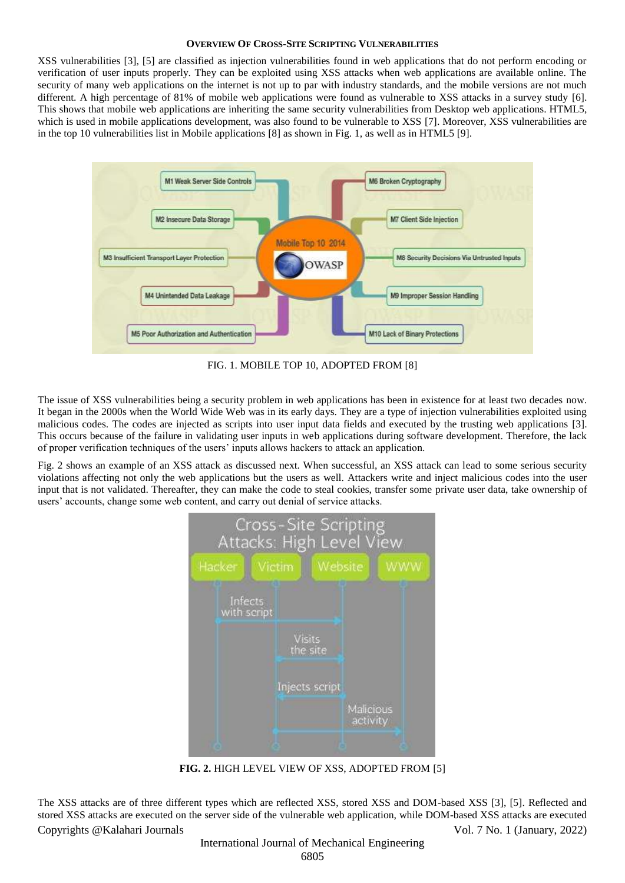## Overview Of Cross-Site Scripting Vulnerabilities

XSS vulnerabilities [3], [5] are classified as injection vulnerabilities found in web applications that do not perform encoding or verification of user inputs properly. They can be exploited using XSS attacks when web applications are available online. The security of many web applications on the internet is not up to par with industry standards, and the mobile versions are not much different. A high percentage of 81% of mobile web applications were found as vulnerable to XSS attacks in a survey study [6]. This shows that mobile web applications are inheriting the same security vulnerabilities from Desktop web applications. HTML5, which is used in mobile applications development, was also found to be vulnerable to XSS [7]. Moreover, XSS vulnerabilities are in the top 10 vulnerabilities list in Mobile applications [8] as shown in Fig. 1, as well as in HTML5 [9].

FIG. 1. MOBILE TOP 10, ADOPTED FROM [8]

The issue of XSS vulnerabilities being a security problem in web applications has been in existence for at least two decades now. It began in the 2000s when the World Wide Web was in its early days. They are a type of injection vulnerabilities exploited using malicious codes. The codes are injected as scripts into user input data fields and executed by the trusting web applications [3]. This occurs because of the failure in validating user inputs in web applications during software development. Therefore, the lack of proper verification techniques of the users' inputs allows hackers to attack an application.

Fig. 2 shows an example of an XSS attack as discussed next. When successful, an XSS attack can lead to some serious security violations affecting not only the web applications but the users as well. Attackers write and inject malicious codes into the user input that is not validated. Thereafter, they can make the code to steal cookies, transfer some private user data, take ownership of users' accounts, change some web content, and carry out denial of service attacks.

**FIG. 2.** HIGH LEVEL VIEW OF XSS, ADOPTED FROM [5]

The XSS attacks are of three different types which are reflected XSS, stored XSS and DOM-based XSS [3], [5]. Reflected and stored XSS attacks are executed on the server side of the vulnerable web application, while DOM-based XSS attacks are executed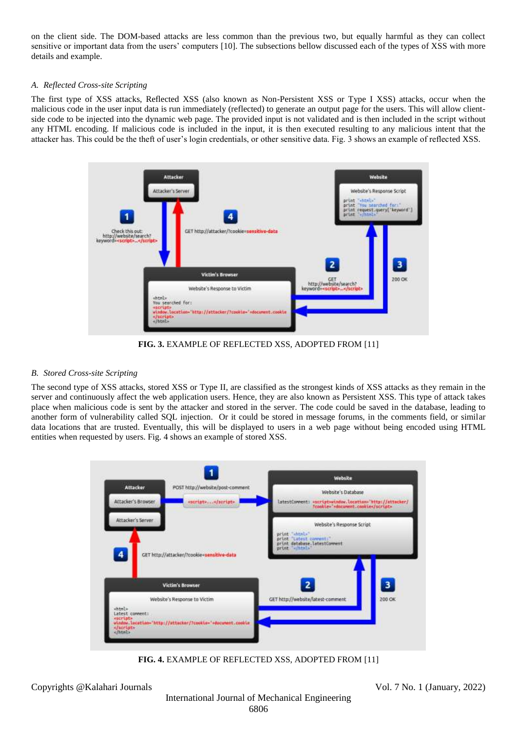on the client side. The DOM-based attacks are less common than the previous two, but equally harmful as they can collect sensitive or important data from the users' computers [10]. The subsections bellow discussed each of the types of XSS with more details and example.

### *A. Reflected Cross-site Scripting*

The first type of XSS attacks, Reflected XSS (also known as Non-Persistent XSS or Type I XSS) attacks, occur when the malicious code in the user input data is run immediately (reflected) to generate an output page for the users. This will allow client-side code to be injected into the dynamic web page. The provided input is not validated and is then included in the script without any HTML encoding. If malicious code is included in the input, it is then executed resulting to any malicious intent that the attacker has. This could be the theft of user's login credentials, or other sensitive data. Fig. 3 shows an example of reflected XSS.

**FIG. 3.** EXAMPLE OF REFLECTED XSS, ADOPTED FROM [11]

### *B. Stored Cross-site Scripting*

The second type of XSS attacks, stored XSS or Type II, are classified as the strongest kinds of XSS attacks as they remain in the server and continuously affect the web application users. Hence, they are also known as Persistent XSS. This type of attack takes place when malicious code is sent by the attacker and stored in the server. The code could be saved in the database, leading to another form of vulnerability called SQL injection. Or it could be stored in message forums, in the comments field, or similar data locations that are trusted. Eventually, this will be displayed to users in a web page without being encoded using HTML entities when requested by users. Fig. 4 shows an example of stored XSS.

**FIG. 4.** EXAMPLE OF REFLECTED XSS, ADOPTED FROM [11]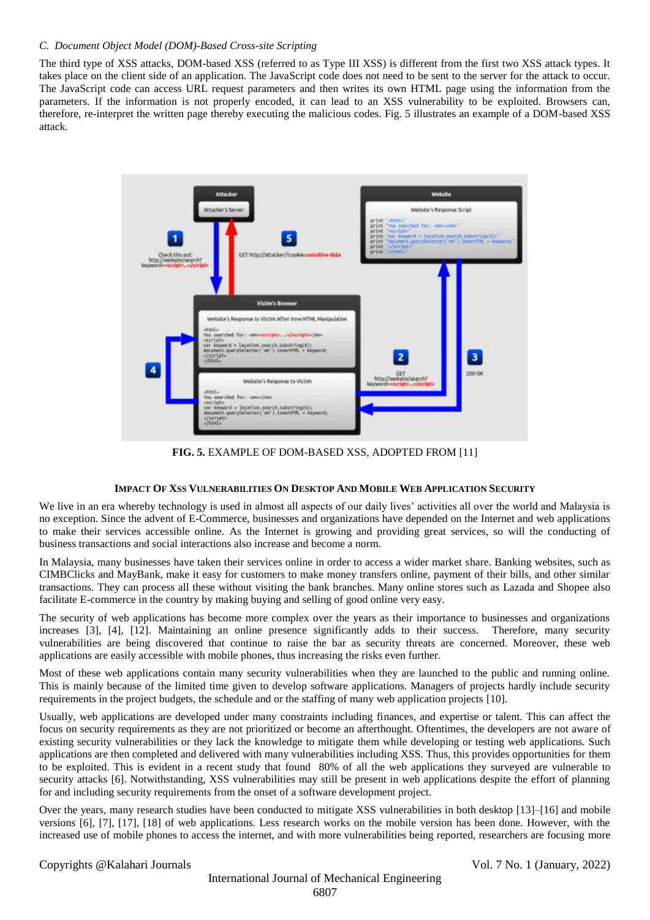### C. Document Object Model (DOM)-Based Cross-site Scripting

The third type of XSS attacks, DOM-based XSS (referred to as Type III XSS) is different from the first two XSS attack types. It takes place on the client side of an application. The JavaScript code does not need to be sent to the server for the attack to occur. The JavaScript code can access URL request parameters and then writes its own HTML page using the information from the parameters. If the information is not properly encoded, it can lead to an XSS vulnerability to be exploited. Browsers can, therefore, re-interpret the written page thereby executing the malicious codes. Fig. 5 illustrates an example of a DOM-based XSS attack.

**FIG. 5.** EXAMPLE OF DOM-BASED XSS, ADOPTED FROM [11]

## Impact Of Xss Vulnerabilities On Desktop And Mobile Web Application Security

We live in an era whereby technology is used in almost all aspects of our daily lives' activities all over the world and Malaysia is no exception. Since the advent of E-Commerce, businesses and organizations have depended on the Internet and web applications to make their services accessible online. As the Internet is growing and providing great services, so will the conducting of business transactions and social interactions also increase and become a norm.

In Malaysia, many businesses have taken their services online in order to access a wider market share. Banking websites, such as CIMBClicks and MayBank, make it easy for customers to make money transfers online, payment of their bills, and other similar transactions. They can process all these without visiting the bank branches. Many online stores such as Lazada and Shopee also facilitate E-commerce in the country by making buying and selling of good online very easy.

The security of web applications has become more complex over the years as their importance to businesses and organizations increases [3], [4], [12]. Maintaining an online presence significantly adds to their success. Therefore, many security vulnerabilities are being discovered that continue to raise the bar as security threats are concerned. Moreover, these web applications are easily accessible with mobile phones, thus increasing the risks even further.

Most of these web applications contain many security vulnerabilities when they are launched to the public and running online. This is mainly because of the limited time given to develop software applications. Managers of projects hardly include security requirements in the project budgets, the schedule and or the staffing of many web application projects [10].

Usually, web applications are developed under many constraints including finances, and expertise or talent. This can affect the focus on security requirements as they are not prioritized or become an afterthought. Oftentimes, the developers are not aware of existing security vulnerabilities or they lack the knowledge to mitigate them while developing or testing web applications. Such applications are then completed and delivered with many vulnerabilities including XSS. Thus, this provides opportunities for them to be exploited. This is evident in a recent study that found 80% of all the web applications they surveyed are vulnerable to security attacks [6]. Notwithstanding, XSS vulnerabilities may still be present in web applications despite the effort of planning for and including security requirements from the onset of a software development project.

Over the years, many research studies have been conducted to mitigate XSS vulnerabilities in both desktop [13]–[16] and mobile versions [6], [7], [17], [18] of web applications. Less research works on the mobile version has been done. However, with the increased use of mobile phones to access the internet, and with more vulnerabilities being reported, researchers are focusing more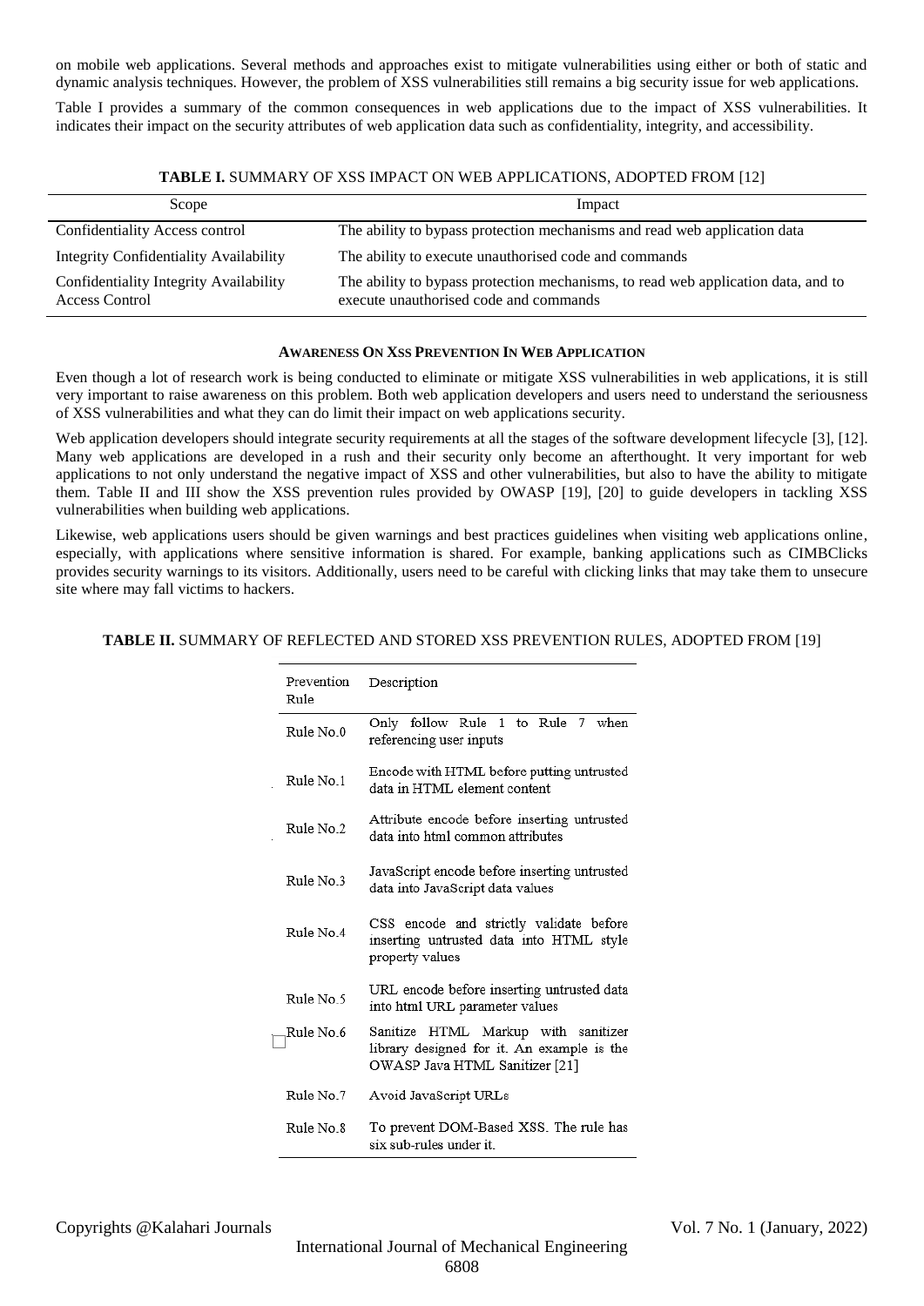on mobile web applications. Several methods and approaches exist to mitigate vulnerabilities using either or both of static and dynamic analysis techniques. However, the problem of XSS vulnerabilities still remains a big security issue for web applications.

Table I provides a summary of the common consequences in web applications due to the impact of XSS vulnerabilities. It indicates their impact on the security attributes of web application data such as confidentiality, integrity, and accessibility.

**TABLE I.** SUMMARY OF XSS IMPACT ON WEB APPLICATIONS, ADOPTED FROM [12]

| Scope | Impact |
|---|---|
| Confidentiality Access control | The ability to bypass protection mechanisms and read web application data |
| Integrity Confidentiality Availability | The ability to execute unauthorised code and commands |
| Confidentiality Integrity Availability Access Control | The ability to bypass protection mechanisms, to read web application data, and to execute unauthorised code and commands |

### AWARENESS ON XSS PREVENTION IN WEB APPLICATION

Even though a lot of research work is being conducted to eliminate or mitigate XSS vulnerabilities in web applications, it is still very important to raise awareness on this problem. Both web application developers and users need to understand the seriousness of XSS vulnerabilities and what they can do limit their impact on web applications security.

Web application developers should integrate security requirements at all the stages of the software development lifecycle [3], [12]. Many web applications are developed in a rush and their security only become an afterthought. It very important for web applications to not only understand the negative impact of XSS and other vulnerabilities, but also to have the ability to mitigate them. Table II and III show the XSS prevention rules provided by OWASP [19], [20] to guide developers in tackling XSS vulnerabilities when building web applications.

Likewise, web applications users should be given warnings and best practices guidelines when visiting web applications online, especially, with applications where sensitive information is shared. For example, banking applications such as CIMBClicks provides security warnings to its visitors. Additionally, users need to be careful with clicking links that may take them to unsecure site where may fall victims to hackers.

**TABLE II.** SUMMARY OF REFLECTED AND STORED XSS PREVENTION RULES, ADOPTED FROM [19]

| Prevention Rule | Description |
|---|---|
| Rule No.0 | Only follow Rule 1 to Rule 7 when referencing user inputs |
| Rule No.1 | Encode with HTML before putting untrusted data in HTML element content |
| Rule No.2 | Attribute encode before inserting untrusted data into html common attributes |
| Rule No.3 | JavaScript encode before inserting untrusted data into JavaScript data values |
| Rule No.4 | CSS encode and strictly validate before inserting untrusted data into HTML style property values |
| Rule No.5 | URL encode before inserting untrusted data into html URL parameter values |
| Rule No.6 | Sanitize HTML Markup with sanitizer library designed for it. An example is the OWASP Java HTML Sanitizer [21] |
| Rule No.7 | Avoid JavaScript URLs |
| Rule No.8 | To prevent DOM-Based XSS. The rule has six sub-rules under it. |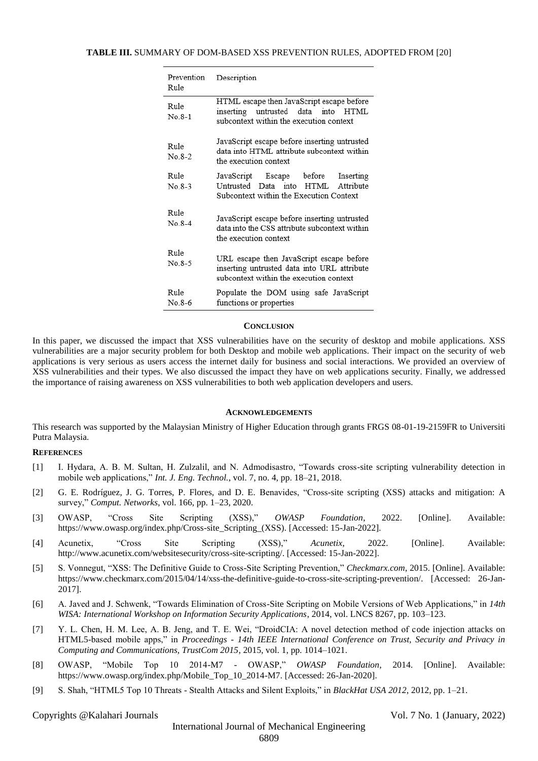**TABLE III.** SUMMARY OF DOM-BASED XSS PREVENTION RULES, ADOPTED FROM [20]

| Prevention Rule | Description |
|---|---|
| Rule No.8-1 | HTML escape then JavaScript escape before inserting untrusted data into HTML subcontext within the execution context |
| Rule No.8-2 | JavaScript escape before inserting untrusted data into HTML attribute subcontext within the execution context |
| Rule No.8-3 | JavaScript Escape before Inserting Untrusted Data into HTML Attribute Subcontext within the Execution Context |
| Rule No.8-4 | JavaScript escape before inserting untrusted data into the CSS attribute subcontext within the execution context |
| Rule No.8-5 | URL escape then JavaScript escape before inserting untrusted data into URL attribute subcontext within the execution context |
| Rule No.8-6 | Populate the DOM using safe JavaScript functions or properties |

## CONCLUSION

In this paper, we discussed the impact that XSS vulnerabilities have on the security of desktop and mobile applications. XSS vulnerabilities are a major security problem for both Desktop and mobile web applications. Their impact on the security of web applications is very serious as users access the internet daily for business and social interactions. We provided an overview of XSS vulnerabilities and their types. We also discussed the impact they have on web applications security. Finally, we addressed the importance of raising awareness on XSS vulnerabilities to both web application developers and users.

## ACKNOWLEDGEMENTS

This research was supported by the Malaysian Ministry of Higher Education through grants FRGS 08-01-19-2159FR to Universiti Putra Malaysia.

## REFERENCES

[1] I. Hydara, A. B. M. Sultan, H. Zulzalil, and N. Admodisastro, "Towards cross-site scripting vulnerability detection in mobile web applications," *Int. J. Eng. Technol.*, vol. 7, no. 4, pp. 18–21, 2018.

[2] G. E. Rodríguez, J. G. Torres, P. Flores, and D. E. Benavides, "Cross-site scripting (XSS) attacks and mitigation: A survey," *Comput. Networks*, vol. 166, pp. 1–23, 2020.

[3] OWASP, "Cross Site Scripting (XSS)," *OWASP Foundation*, 2022. [Online]. Available: https://www.owasp.org/index.php/Cross-site_Scripting_(XSS). [Accessed: 15-Jan-2022].

[4] Acunetix, "Cross Site Scripting (XSS)," *Acunetix*, 2022. [Online]. Available: http://www.acunetix.com/websitesecurity/cross-site-scripting/. [Accessed: 15-Jan-2022].

[5] S. Vonnegut, "XSS: The Definitive Guide to Cross-Site Scripting Prevention," *Checkmarx.com*, 2015. [Online]. Available: https://www.checkmarx.com/2015/04/14/xss-the-definitive-guide-to-cross-site-scripting-prevention/. [Accessed: 26-Jan-2017].

[6] A. Javed and J. Schwenk, "Towards Elimination of Cross-Site Scripting on Mobile Versions of Web Applications," in *14th WISA: International Workshop on Information Security Applications*, 2014, vol. LNCS 8267, pp. 103–123.

[7] Y. L. Chen, H. M. Lee, A. B. Jeng, and T. E. Wei, "DroidCIA: A novel detection method of code injection attacks on HTML5-based mobile apps," in *Proceedings - 14th IEEE International Conference on Trust, Security and Privacy in Computing and Communications, TrustCom 2015*, 2015, vol. 1, pp. 1014–1021.

[8] OWASP, "Mobile Top 10 2014-M7 - OWASP," *OWASP Foundation*, 2014. [Online]. Available: https://www.owasp.org/index.php/Mobile_Top_10_2014-M7. [Accessed: 26-Jan-2020].

[9] S. Shah, "HTML5 Top 10 Threats - Stealth Attacks and Silent Exploits," in *BlackHat USA 2012*, 2012, pp. 1–21.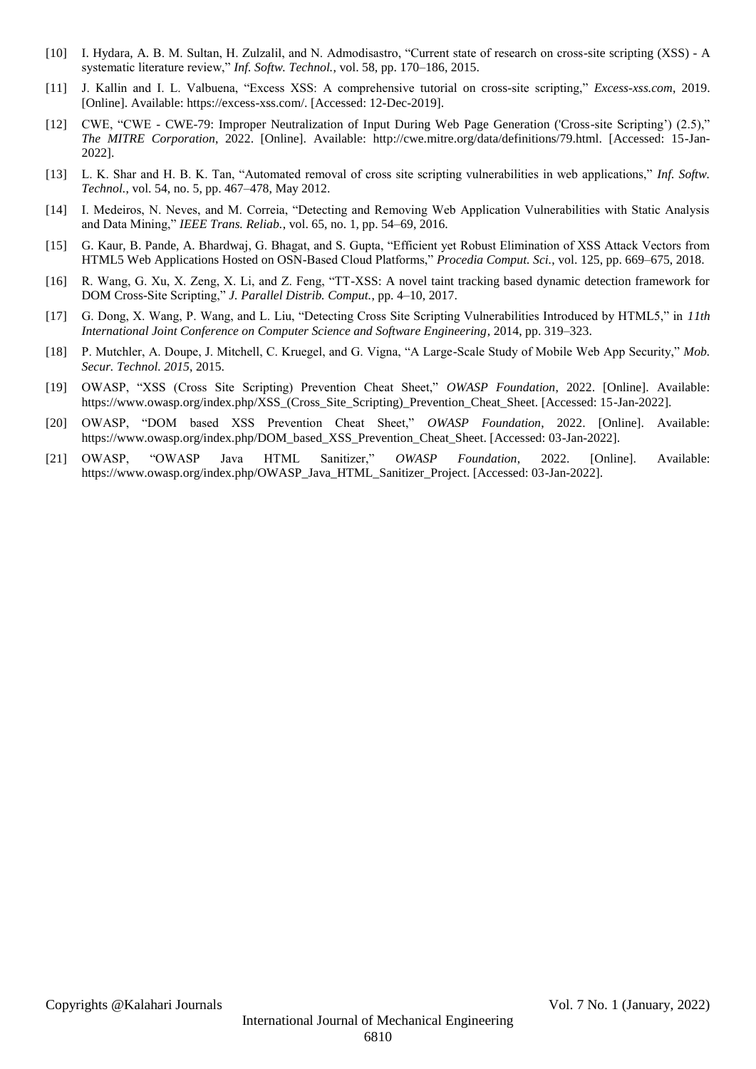[10] I. Hydara, A. B. M. Sultan, H. Zulzalil, and N. Admodisastro, "Current state of research on cross-site scripting (XSS) - A systematic literature review," *Inf. Softw. Technol.*, vol. 58, pp. 170–186, 2015.

[11] J. Kallin and I. L. Valbuena, "Excess XSS: A comprehensive tutorial on cross-site scripting," *Excess-xss.com*, 2019. [Online]. Available: https://excess-xss.com/. [Accessed: 12-Dec-2019].

[12] CWE, "CWE - CWE-79: Improper Neutralization of Input During Web Page Generation ('Cross-site Scripting') (2.5)," *The MITRE Corporation*, 2022. [Online]. Available: http://cwe.mitre.org/data/definitions/79.html. [Accessed: 15-Jan-2022].

[13] L. K. Shar and H. B. K. Tan, "Automated removal of cross site scripting vulnerabilities in web applications," *Inf. Softw. Technol.*, vol. 54, no. 5, pp. 467–478, May 2012.

[14] I. Medeiros, N. Neves, and M. Correia, "Detecting and Removing Web Application Vulnerabilities with Static Analysis and Data Mining," *IEEE Trans. Reliab.*, vol. 65, no. 1, pp. 54–69, 2016.

[15] G. Kaur, B. Pande, A. Bhardwaj, G. Bhagat, and S. Gupta, "Efficient yet Robust Elimination of XSS Attack Vectors from HTML5 Web Applications Hosted on OSN-Based Cloud Platforms," *Procedia Comput. Sci.*, vol. 125, pp. 669–675, 2018.

[16] R. Wang, G. Xu, X. Zeng, X. Li, and Z. Feng, "TT-XSS: A novel taint tracking based dynamic detection framework for DOM Cross-Site Scripting," *J. Parallel Distrib. Comput.*, pp. 4–10, 2017.

[17] G. Dong, X. Wang, P. Wang, and L. Liu, "Detecting Cross Site Scripting Vulnerabilities Introduced by HTML5," in *11th International Joint Conference on Computer Science and Software Engineering*, 2014, pp. 319–323.

[18] P. Mutchler, A. Doupe, J. Mitchell, C. Kruegel, and G. Vigna, "A Large-Scale Study of Mobile Web App Security," *Mob. Secur. Technol. 2015*, 2015.

[19] OWASP, "XSS (Cross Site Scripting) Prevention Cheat Sheet," *OWASP Foundation*, 2022. [Online]. Available: https://www.owasp.org/index.php/XSS_(Cross_Site_Scripting)_Prevention_Cheat_Sheet. [Accessed: 15-Jan-2022].

[20] OWASP, "DOM based XSS Prevention Cheat Sheet," *OWASP Foundation*, 2022. [Online]. Available: https://www.owasp.org/index.php/DOM_based_XSS_Prevention_Cheat_Sheet. [Accessed: 03-Jan-2022].

[21] OWASP, "OWASP Java HTML Sanitizer," *OWASP Foundation*, 2022. [Online]. Available: https://www.owasp.org/index.php/OWASP_Java_HTML_Sanitizer_Project. [Accessed: 03-Jan-2022].